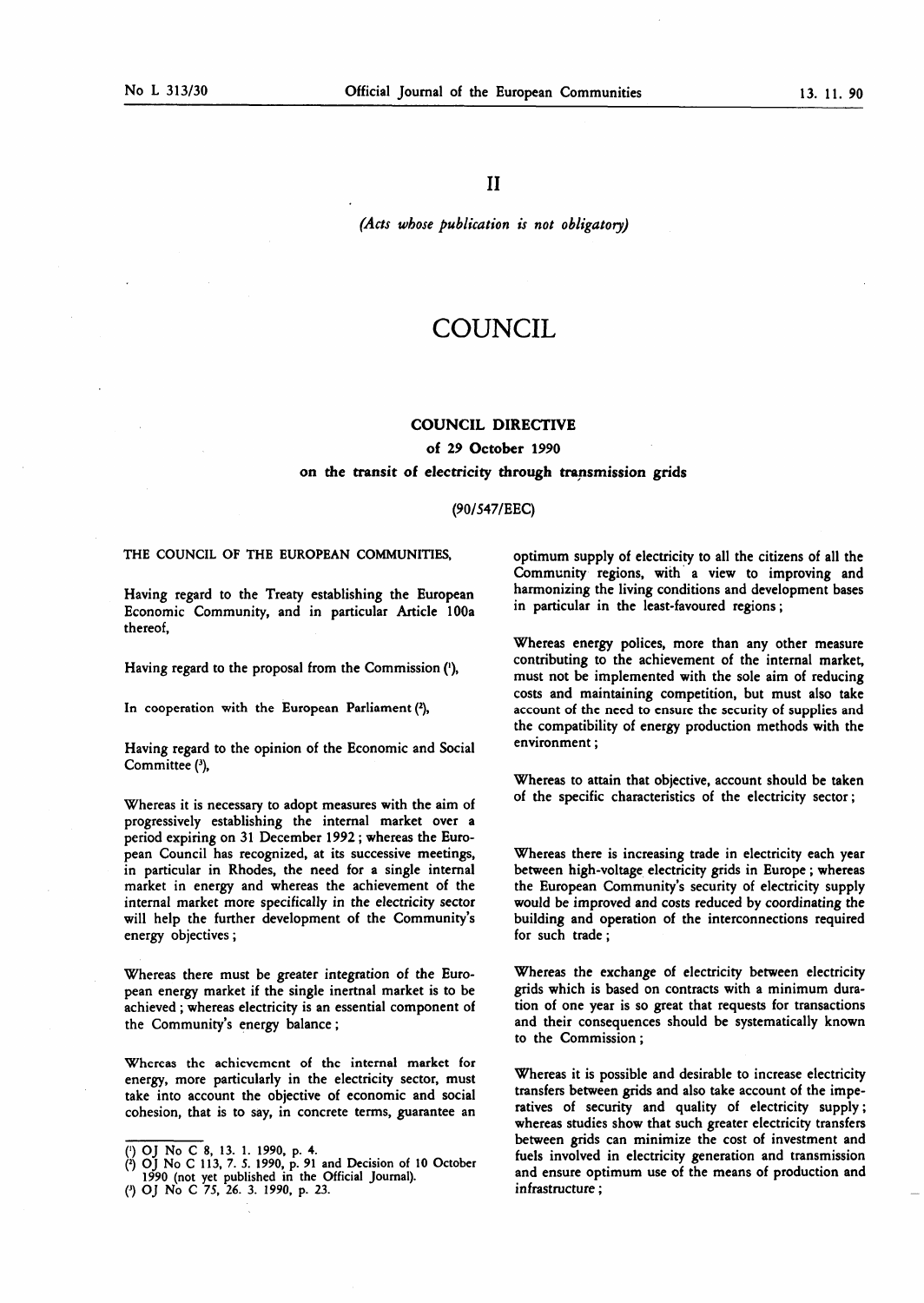II

*(Acts whose publication is not obligatory)*

# COUNCIL

## COUNCIL DIRECTIVE

### of 29 October 1990

### on the transit of electricity through transmission grids

### (90/547/EEC)

THE COUNCIL OF THE EUROPEAN COMMUNITIES,

Having regard to the Treaty establishing the European Economic Community, and in particular Article 100a thereof,

Having regard to the proposal from the Commission [1],

In cooperation with the European Parliament [2],

Having regard to the opinion of the Economic and Social Committee [3],

Whereas it is necessary to adopt measures with the aim of progressively establishing the internal market over a period expiring on 31 December 1992; whereas the European Council has recognized, at its successive meetings, in particular in Rhodes, the need for a single internal market in energy and whereas the achievement of the internal market more specifically in the electricity sector will help the further development of the Community's energy objectives;

Whereas there must be greater integration of the European energy market if the single inertnal market is to be achieved; whereas electricity is an essential component of the Community's energy balance;

Whereas the achievement of the internal market for energy, more particularly in the electricity sector, must take into account the objective of economic and social cohesion, that is to say, in concrete terms, guarantee an optimum supply of electricity to all the citizens of all the Community regions, with a view to improving and harmonizing the living conditions and development bases in particular in the least-favoured regions;

Whereas energy polices, more than any other measure contributing to the achievement of the internal market, must not be implemented with the sole aim of reducing costs and maintaining competition, but must also take account of the need to ensure the security of supplies and the compatibility of energy production methods with the environment;

Whereas to attain that objective, account should be taken of the specific characteristics of the electricity sector;

Whereas there is increasing trade in electricity each year between high-voltage electricity grids in Europe; whereas the European Community's security of electricity supply would be improved and costs reduced by coordinating the building and operation of the interconnections required for such trade;

Whereas the exchange of electricity between electricity grids which is based on contracts with a minimum duration of one year is so great that requests for transactions and their consequences should be systematically known to the Commission;

Whereas it is possible and desirable to increase electricity transfers between grids and also take account of the imperatives of security and quality of electricity supply; whereas studies show that such greater electricity transfers between grids can minimize the cost of investment and fuels involved in electricity generation and transmission and ensure optimum use of the means of production and infrastructure;

---

[1] OJ No C 8, 13. 1. 1990, p. 4.

[2] OJ No C 113, 7. 5. 1990, p. 91 and Decision of 10 October 1990 (not yet published in the Official Journal).

[3] OJ No C 75, 26. 3. 1990, p. 23.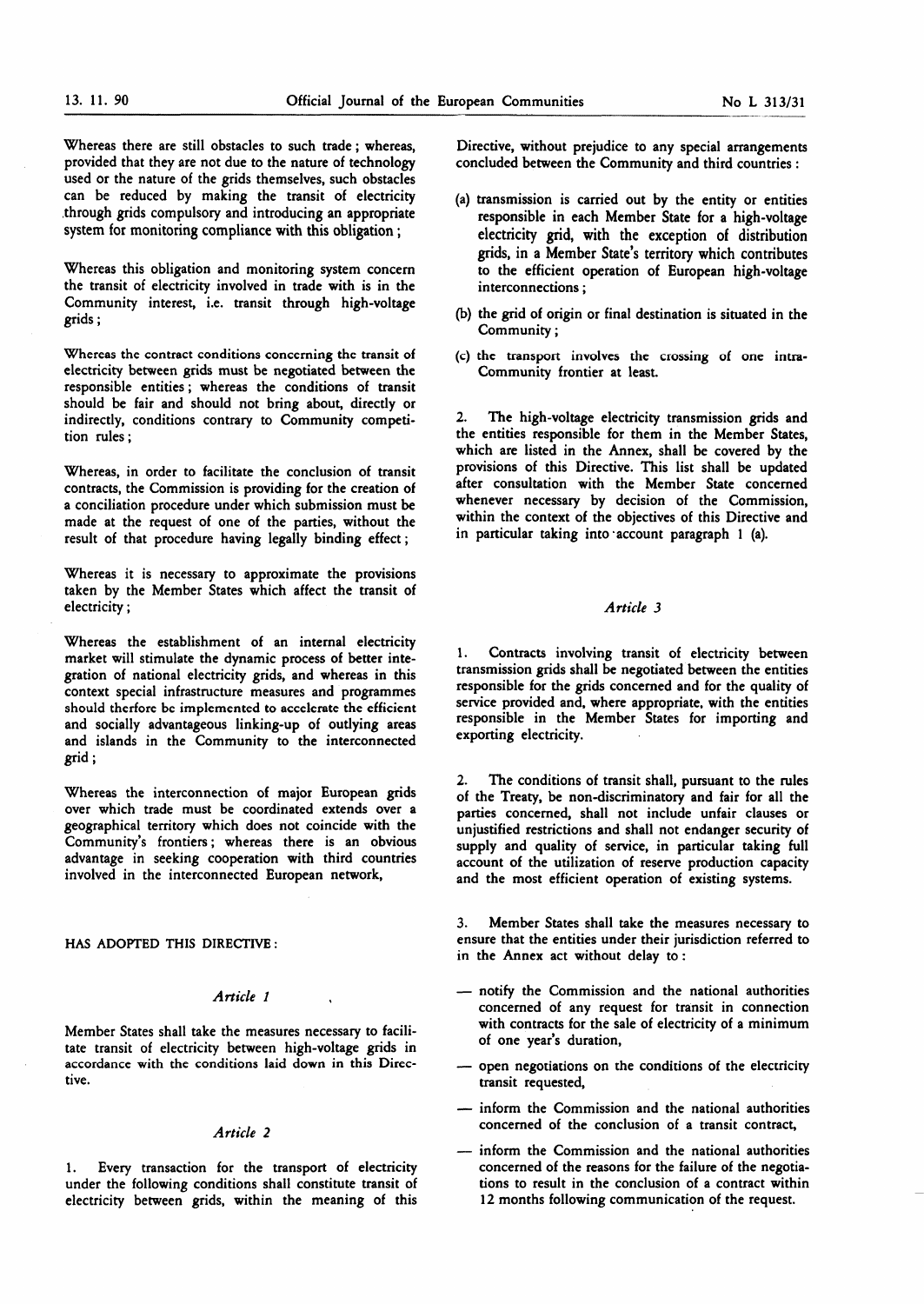Whereas there are still obstacles to such trade; whereas, provided that they are not due to the nature of technology used or the nature of the grids themselves, such obstacles can be reduced by making the transit of electricity through grids compulsory and introducing an appropriate system for monitoring compliance with this obligation;

Whereas this obligation and monitoring system concern the transit of electricity involved in trade with is in the Community interest, i.e. transit through high-voltage grids;

Whereas the contract conditions concerning the transit of electricity between grids must be negotiated between the responsible entities; whereas the conditions of transit should be fair and should not bring about, directly or indirectly, conditions contrary to Community competition rules;

Whereas, in order to facilitate the conclusion of transit contracts, the Commission is providing for the creation of a conciliation procedure under which submission must be made at the request of one of the parties, without the result of that procedure having legally binding effect;

Whereas it is necessary to approximate the provisions taken by the Member States which affect the transit of electricity;

Whereas the establishment of an internal electricity market will stimulate the dynamic process of better integration of national electricity grids, and whereas in this context special infrastructure measures and programmes should therfore be implemented to accelerate the efficient and socially advantageous linking-up of outlying areas and islands in the Community to the interconnected grid;

Whereas the interconnection of major European grids over which trade must be coordinated extends over a geographical territory which does not coincide with the Community's frontiers; whereas there is an obvious advantage in seeking cooperation with third countries involved in the interconnected European network,

HAS ADOPTED THIS DIRECTIVE:

*Article 1*

Member States shall take the measures necessary to facilitate transit of electricity between high-voltage grids in accordance with the conditions laid down in this Directive.

*Article 2*

1. Every transaction for the transport of electricity under the following conditions shall constitute transit of electricity between grids, within the meaning of this Directive, without prejudice to any special arrangements concluded between the Community and third countries:

(a) transmission is carried out by the entity or entities responsible in each Member State for a high-voltage electricity grid, with the exception of distribution grids, in a Member State's territory which contributes to the efficient operation of European high-voltage interconnections;

(b) the grid of origin or final destination is situated in the Community;

(c) the transport involves the crossing of one intra-Community frontier at least.

2. The high-voltage electricity transmission grids and the entities responsible for them in the Member States, which are listed in the Annex, shall be covered by the provisions of this Directive. This list shall be updated after consultation with the Member State concerned whenever necessary by decision of the Commission, within the context of the objectives of this Directive and in particular taking into account paragraph 1 (a).

*Article 3*

1. Contracts involving transit of electricity between transmission grids shall be negotiated between the entities responsible for the grids concerned and for the quality of service provided and, where appropriate, with the entities responsible in the Member States for importing and exporting electricity.

2. The conditions of transit shall, pursuant to the rules of the Treaty, be non-discriminatory and fair for all the parties concerned, shall not include unfair clauses or unjustified restrictions and shall not endanger security of supply and quality of service, in particular taking full account of the utilization of reserve production capacity and the most efficient operation of existing systems.

3. Member States shall take the measures necessary to ensure that the entities under their jurisdiction referred to in the Annex act without delay to:

— notify the Commission and the national authorities concerned of any request for transit in connection with contracts for the sale of electricity of a minimum of one year's duration,

— open negotiations on the conditions of the electricity transit requested,

— inform the Commission and the national authorities concerned of the conclusion of a transit contract,

— inform the Commission and the national authorities concerned of the reasons for the failure of the negotiations to result in the conclusion of a contract within 12 months following communication of the request.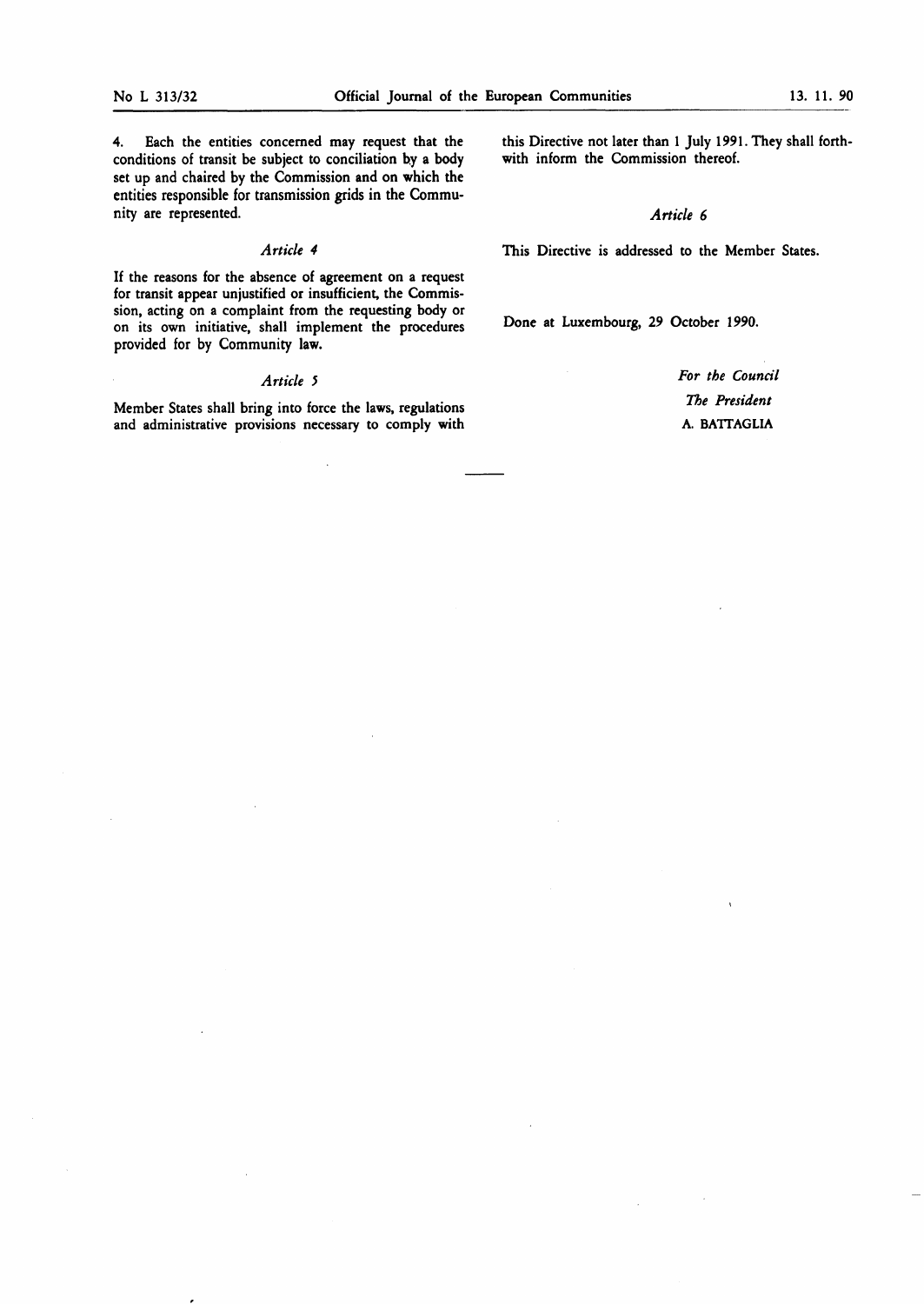4. Each the entities concerned may request that the conditions of transit be subject to conciliation by a body set up and chaired by the Commission and on which the entities responsible for transmission grids in the Community are represented.

*Article 4*

If the reasons for the absence of agreement on a request for transit appear unjustified or insufficient, the Commission, acting on a complaint from the requesting body or on its own initiative, shall implement the procedures provided for by Community law.

*Article 5*

Member States shall bring into force the laws, regulations and administrative provisions necessary to comply with this Directive not later than 1 July 1991. They shall forthwith inform the Commission thereof.

*Article 6*

This Directive is addressed to the Member States.

Done at Luxembourg, 29 October 1990.

*For the Council*

*The President*

A. BATTAGLIA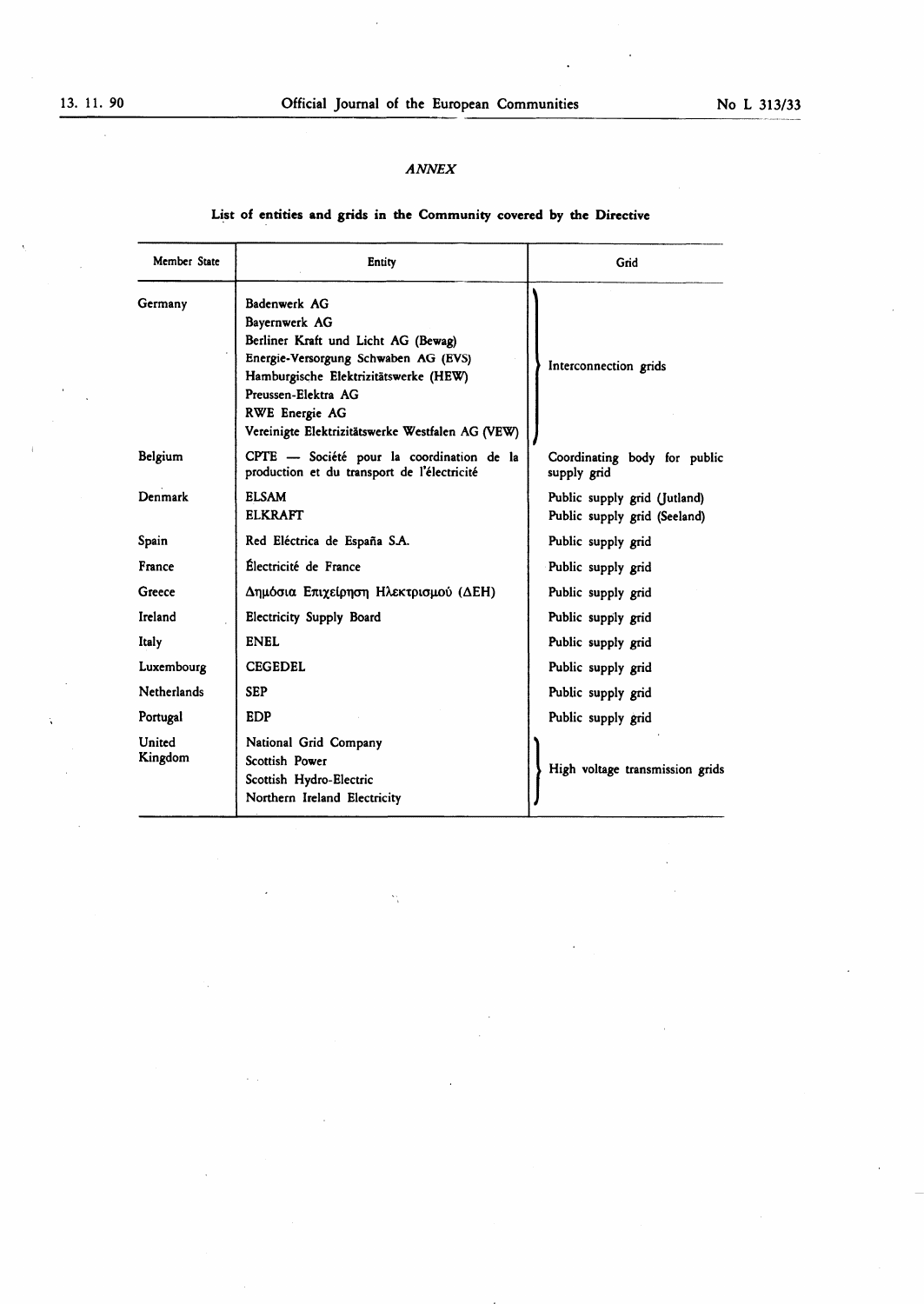*ANNEX*

**List of entities and grids in the Community covered by the Directive**

| Member State | Entity | Grid |
|---|---|---|
| Germany | Badenwerk AG<br>Bayernwerk AG<br>Berliner Kraft und Licht AG (Bewag)<br>Energie-Versorgung Schwaben AG (EVS)<br>Hamburgische Elektrizitätswerke (HEW)<br>Preussen-Elektra AG<br>RWE Energie AG<br>Vereinigte Elektrizitätswerke Westfalen AG (VEW) | Interconnection grids |
| Belgium | CPTE — Société pour la coordination de la production et du transport de l'électricité | Coordinating body for public supply grid |
| Denmark | ELSAM<br>ELKRAFT | Public supply grid (Jutland)<br>Public supply grid (Seeland) |
| Spain | Red Eléctrica de España S.A. | Public supply grid |
| France | Électricité de France | Public supply grid |
| Greece | Δημόσια Επιχείρηση Ηλεκτρισμού (ΔΕΗ) | Public supply grid |
| Ireland | Electricity Supply Board | Public supply grid |
| Italy | ENEL | Public supply grid |
| Luxembourg | CEGEDEL | Public supply grid |
| Netherlands | SEP | Public supply grid |
| Portugal | EDP | Public supply grid |
| United Kingdom | National Grid Company<br>Scottish Power<br>Scottish Hydro-Electric<br>Northern Ireland Electricity | High voltage transmission grids |